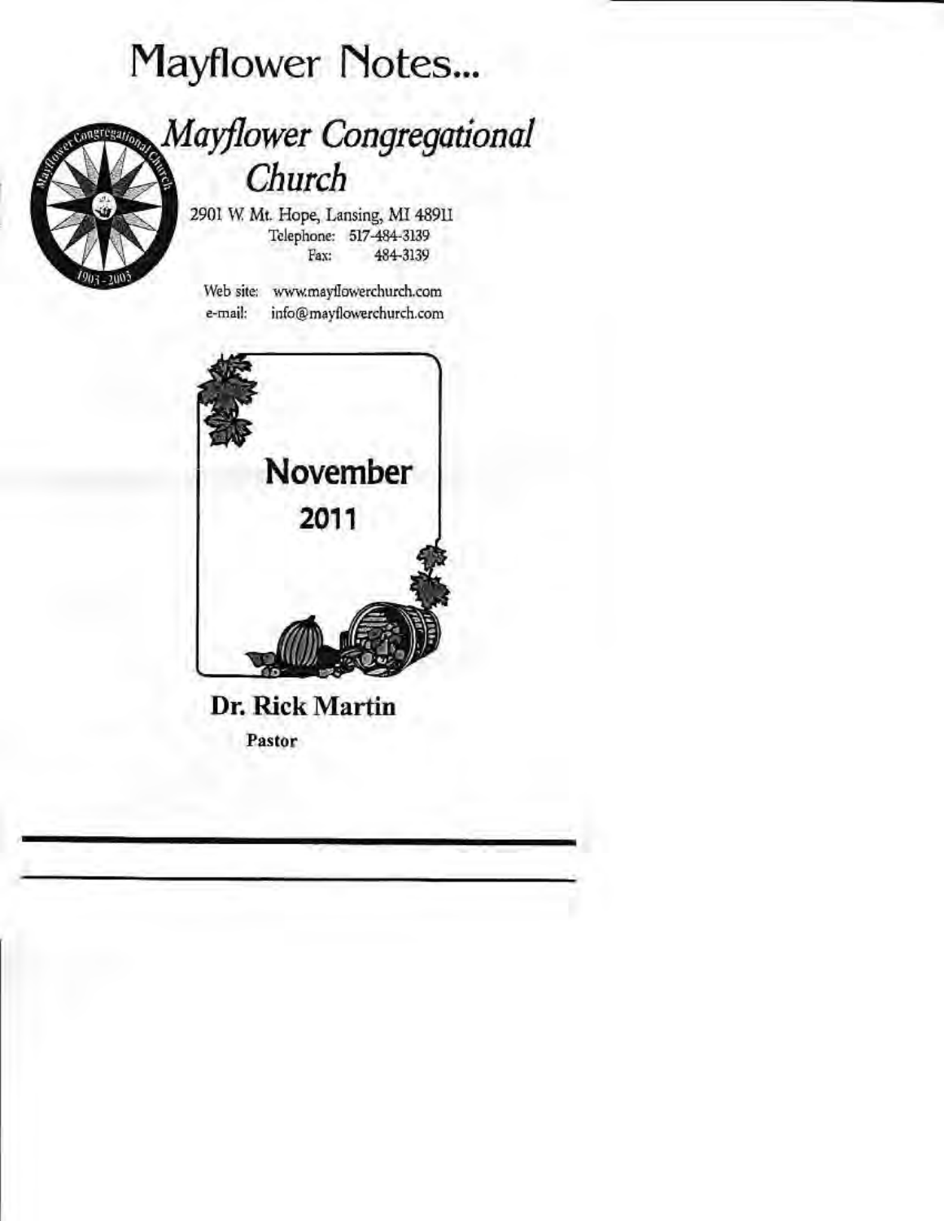# Mayflower Notes...

## *Mayflower Congregational Church*

2901 W. Mt. Hope, Lansing, MI 48911
Telephone: 517-484-3139
Fax: 484-3139

Web site: www.mayflowerchurch.com
e-mail: info@mayflowerchurch.com

**November**
**2011**

**Dr. Rick Martin**
**Pastor**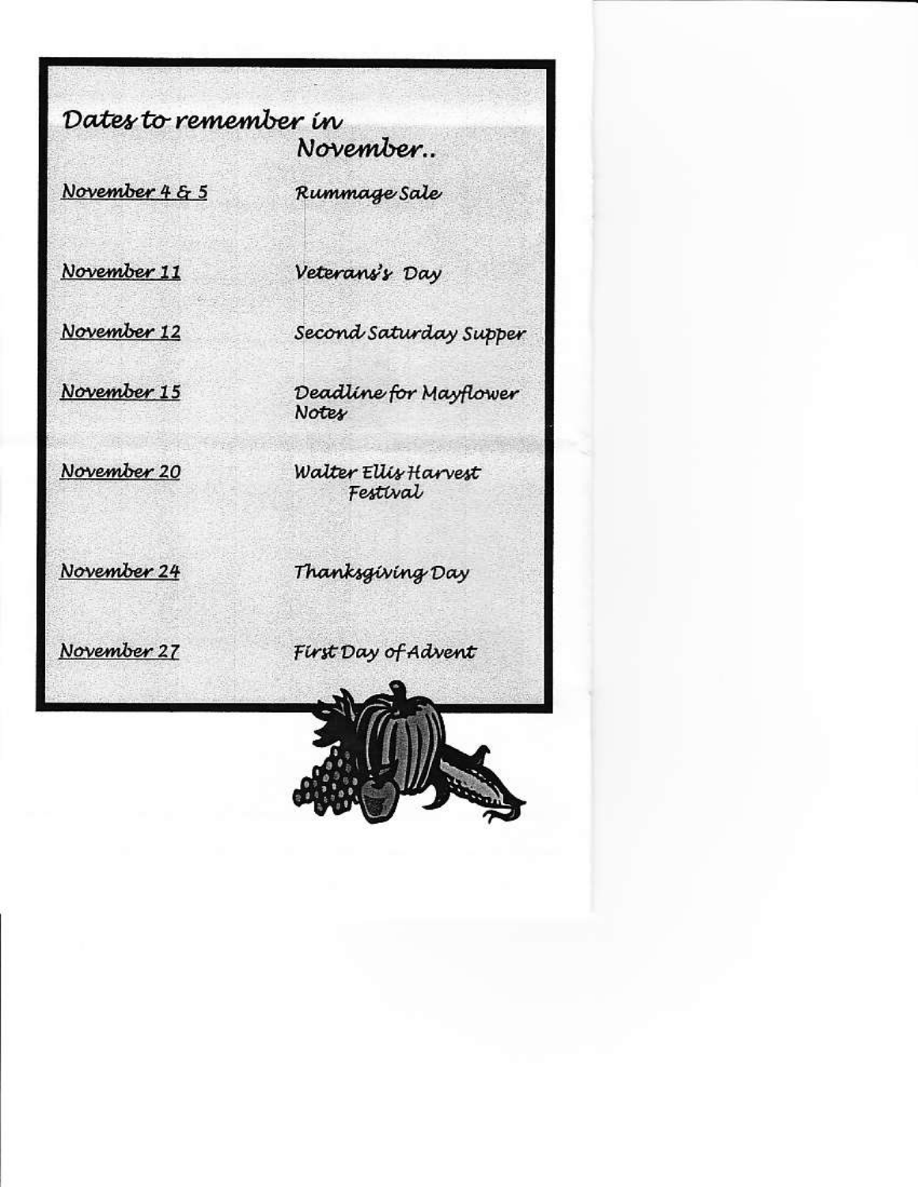## Dates to remember in November..

| | |
|---|---|
| November 4 & 5 | Rummage Sale |
| November 11 | Veterans's Day |
| November 12 | Second Saturday Supper |
| November 15 | Deadline for Mayflower Notes |
| November 20 | Walter Ellis Harvest Festival |
| November 24 | Thanksgiving Day |
| November 27 | First Day of Advent |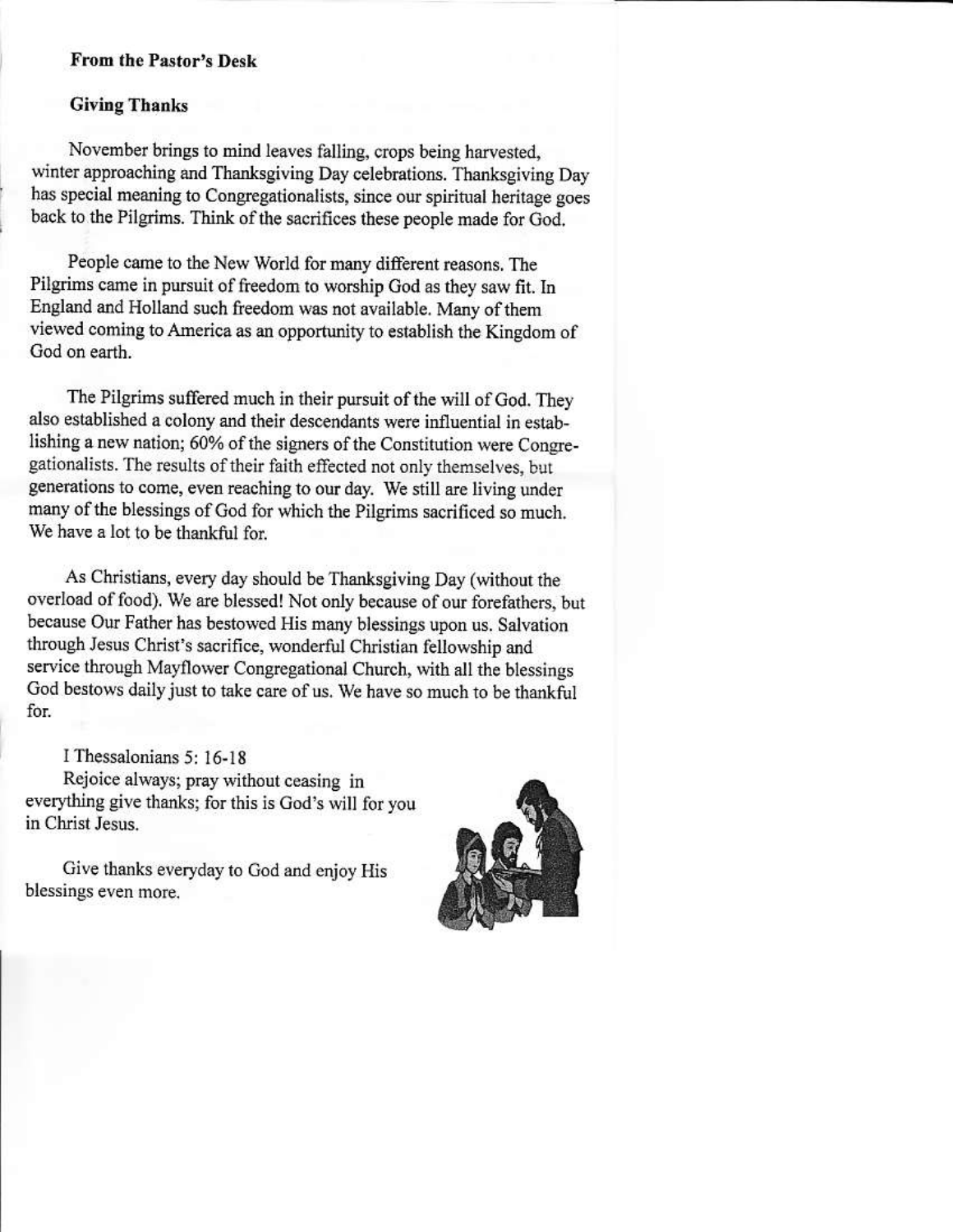**From the Pastor's Desk**

**Giving Thanks**

November brings to mind leaves falling, crops being harvested, winter approaching and Thanksgiving Day celebrations. Thanksgiving Day has special meaning to Congregationalists, since our spiritual heritage goes back to the Pilgrims. Think of the sacrifices these people made for God.

People came to the New World for many different reasons. The Pilgrims came in pursuit of freedom to worship God as they saw fit. In England and Holland such freedom was not available. Many of them viewed coming to America as an opportunity to establish the Kingdom of God on earth.

The Pilgrims suffered much in their pursuit of the will of God. They also established a colony and their descendants were influential in establishing a new nation; 60% of the signers of the Constitution were Congregationalists. The results of their faith effected not only themselves, but generations to come, even reaching to our day. We still are living under many of the blessings of God for which the Pilgrims sacrificed so much. We have a lot to be thankful for.

As Christians, every day should be Thanksgiving Day (without the overload of food). We are blessed! Not only because of our forefathers, but because Our Father has bestowed His many blessings upon us. Salvation through Jesus Christ's sacrifice, wonderful Christian fellowship and service through Mayflower Congregational Church, with all the blessings God bestows daily just to take care of us. We have so much to be thankful for.

I Thessalonians 5: 16-18
Rejoice always; pray without ceasing in everything give thanks; for this is God's will for you in Christ Jesus.

Give thanks everyday to God and enjoy His blessings even more.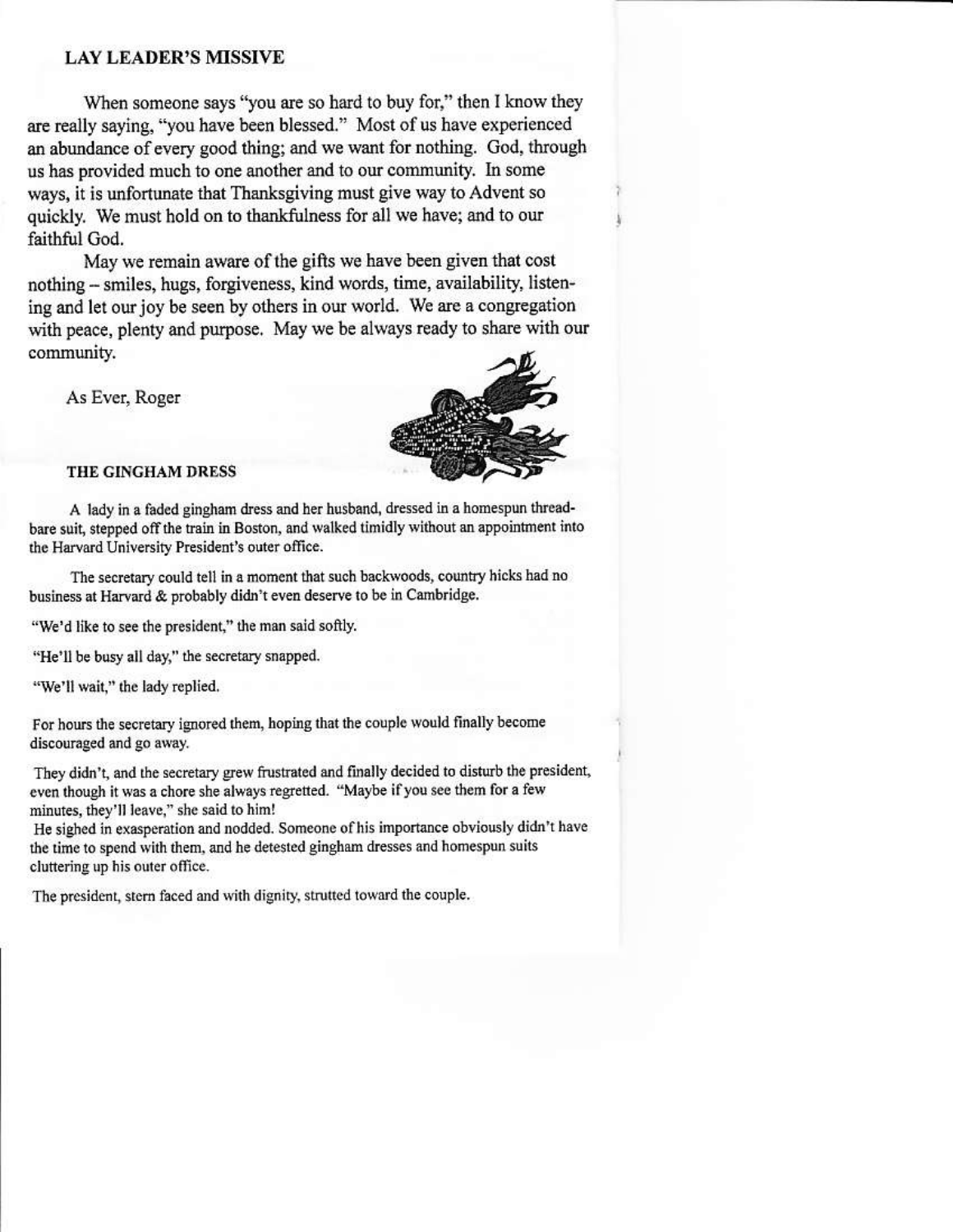## LAY LEADER'S MISSIVE

When someone says "you are so hard to buy for," then I know they are really saying, "you have been blessed." Most of us have experienced an abundance of every good thing; and we want for nothing. God, through us has provided much to one another and to our community. In some ways, it is unfortunate that Thanksgiving must give way to Advent so quickly. We must hold on to thankfulness for all we have; and to our faithful God.

May we remain aware of the gifts we have been given that cost nothing – smiles, hugs, forgiveness, kind words, time, availability, listening and let our joy be seen by others in our world. We are a congregation with peace, plenty and purpose. May we be always ready to share with our community.

As Ever, Roger

## THE GINGHAM DRESS

A lady in a faded gingham dress and her husband, dressed in a homespun threadbare suit, stepped off the train in Boston, and walked timidly without an appointment into the Harvard University President's outer office.

The secretary could tell in a moment that such backwoods, country hicks had no business at Harvard & probably didn't even deserve to be in Cambridge.

"We'd like to see the president," the man said softly.

"He'll be busy all day," the secretary snapped.

"We'll wait," the lady replied.

For hours the secretary ignored them, hoping that the couple would finally become discouraged and go away.

They didn't, and the secretary grew frustrated and finally decided to disturb the president, even though it was a chore she always regretted. "Maybe if you see them for a few minutes, they'll leave," she said to him!

He sighed in exasperation and nodded. Someone of his importance obviously didn't have the time to spend with them, and he detested gingham dresses and homespun suits cluttering up his outer office.

The president, stern faced and with dignity, strutted toward the couple.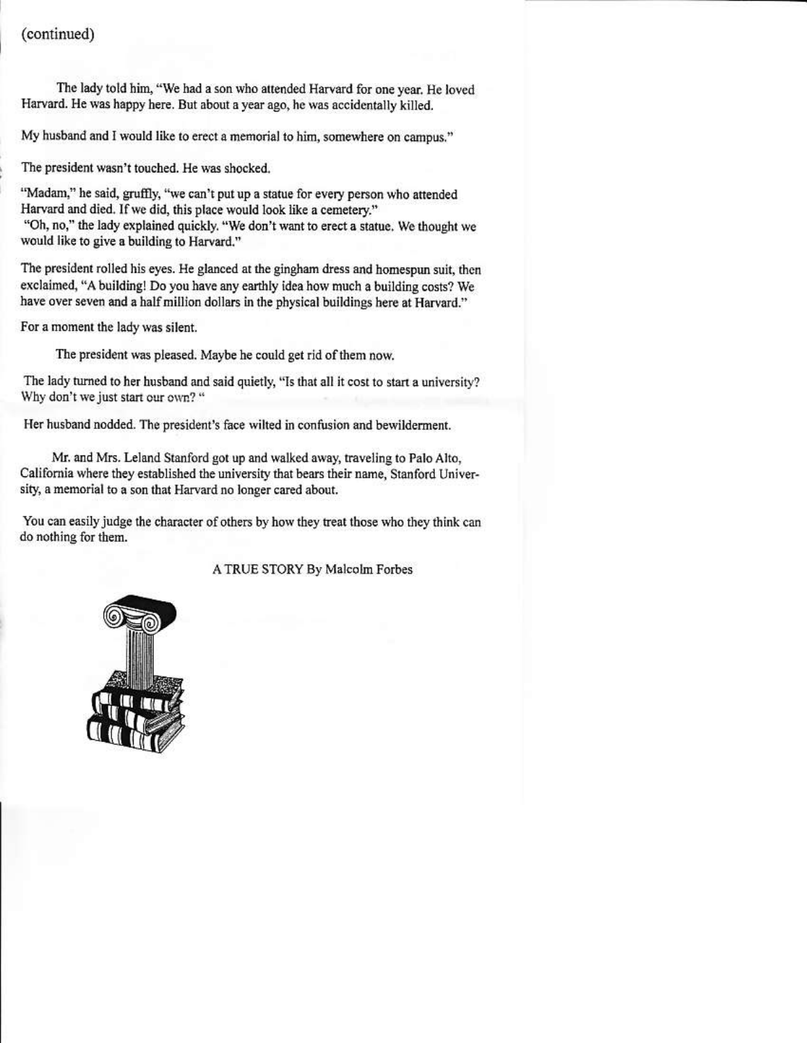(continued)

The lady told him, "We had a son who attended Harvard for one year. He loved Harvard. He was happy here. But about a year ago, he was accidentally killed.

My husband and I would like to erect a memorial to him, somewhere on campus."

The president wasn't touched. He was shocked.

"Madam," he said, gruffly, "we can't put up a statue for every person who attended Harvard and died. If we did, this place would look like a cemetery."

"Oh, no," the lady explained quickly. "We don't want to erect a statue. We thought we would like to give a building to Harvard."

The president rolled his eyes. He glanced at the gingham dress and homespun suit, then exclaimed, "A building! Do you have any earthly idea how much a building costs? We have over seven and a half million dollars in the physical buildings here at Harvard."

For a moment the lady was silent.

The president was pleased. Maybe he could get rid of them now.

The lady turned to her husband and said quietly, "Is that all it cost to start a university? Why don't we just start our own? "

Her husband nodded. The president's face wilted in confusion and bewilderment.

Mr. and Mrs. Leland Stanford got up and walked away, traveling to Palo Alto, California where they established the university that bears their name, Stanford University, a memorial to a son that Harvard no longer cared about.

You can easily judge the character of others by how they treat those who they think can do nothing for them.

A TRUE STORY By Malcolm Forbes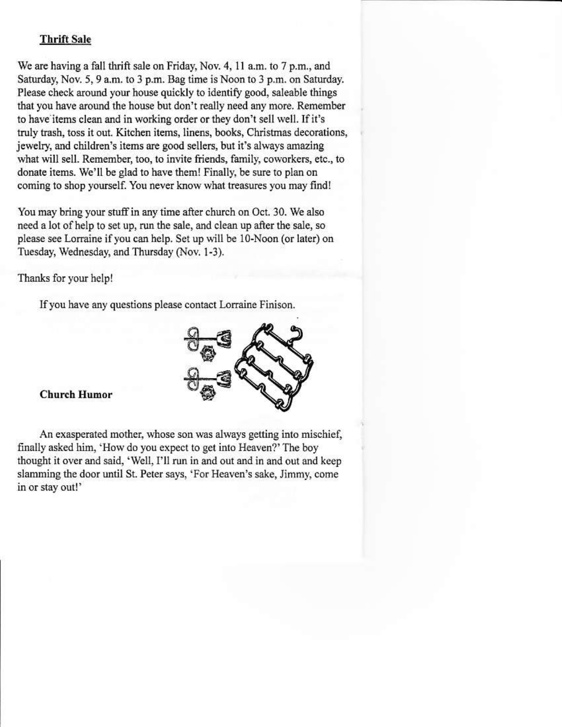**Thrift Sale**

We are having a fall thrift sale on Friday, Nov. 4, 11 a.m. to 7 p.m., and Saturday, Nov. 5, 9 a.m. to 3 p.m. Bag time is Noon to 3 p.m. on Saturday. Please check around your house quickly to identify good, saleable things that you have around the house but don't really need any more. Remember to have items clean and in working order or they don't sell well. If it's truly trash, toss it out. Kitchen items, linens, books, Christmas decorations, jewelry, and children's items are good sellers, but it's always amazing what will sell. Remember, too, to invite friends, family, coworkers, etc., to donate items. We'll be glad to have them! Finally, be sure to plan on coming to shop yourself. You never know what treasures you may find!

You may bring your stuff in any time after church on Oct. 30. We also need a lot of help to set up, run the sale, and clean up after the sale, so please see Lorraine if you can help. Set up will be 10-Noon (or later) on Tuesday, Wednesday, and Thursday (Nov. 1-3).

Thanks for your help!

If you have any questions please contact Lorraine Finison.

**Church Humor**

An exasperated mother, whose son was always getting into mischief, finally asked him, 'How do you expect to get into Heaven?' The boy thought it over and said, 'Well, I'll run in and out and in and out and keep slamming the door until St. Peter says, 'For Heaven's sake, Jimmy, come in or stay out!'